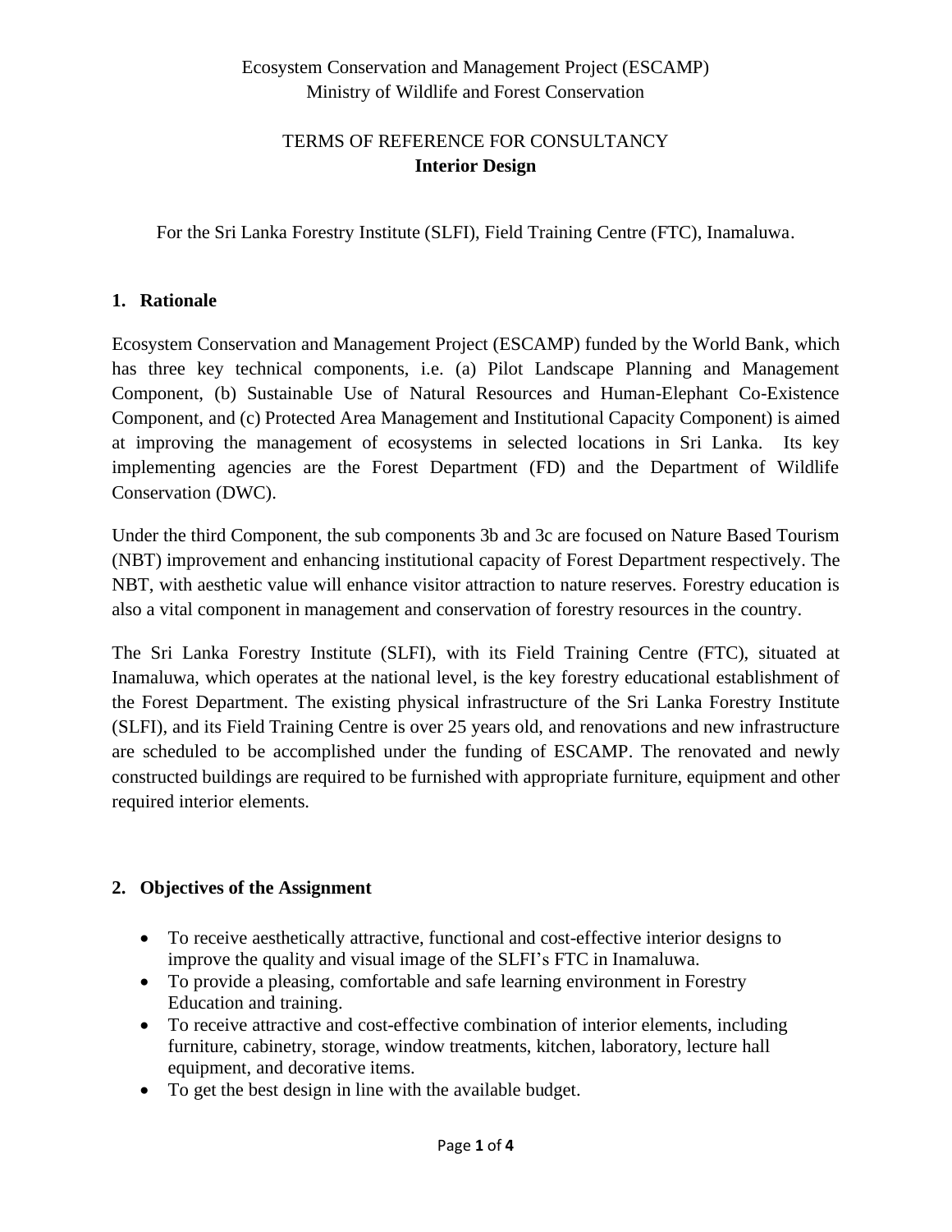Ecosystem Conservation and Management Project (ESCAMP)
Ministry of Wildlife and Forest Conservation

TERMS OF REFERENCE FOR CONSULTANCY
**Interior Design**

For the Sri Lanka Forestry Institute (SLFI), Field Training Centre (FTC), Inamaluwa.

## 1. Rationale

Ecosystem Conservation and Management Project (ESCAMP) funded by the World Bank, which has three key technical components, i.e. (a) Pilot Landscape Planning and Management Component, (b) Sustainable Use of Natural Resources and Human-Elephant Co-Existence Component, and (c) Protected Area Management and Institutional Capacity Component) is aimed at improving the management of ecosystems in selected locations in Sri Lanka. Its key implementing agencies are the Forest Department (FD) and the Department of Wildlife Conservation (DWC).

Under the third Component, the sub components 3b and 3c are focused on Nature Based Tourism (NBT) improvement and enhancing institutional capacity of Forest Department respectively. The NBT, with aesthetic value will enhance visitor attraction to nature reserves. Forestry education is also a vital component in management and conservation of forestry resources in the country.

The Sri Lanka Forestry Institute (SLFI), with its Field Training Centre (FTC), situated at Inamaluwa, which operates at the national level, is the key forestry educational establishment of the Forest Department. The existing physical infrastructure of the Sri Lanka Forestry Institute (SLFI), and its Field Training Centre is over 25 years old, and renovations and new infrastructure are scheduled to be accomplished under the funding of ESCAMP. The renovated and newly constructed buildings are required to be furnished with appropriate furniture, equipment and other required interior elements.

## 2. Objectives of the Assignment

- To receive aesthetically attractive, functional and cost-effective interior designs to improve the quality and visual image of the SLFI's FTC in Inamaluwa.
- To provide a pleasing, comfortable and safe learning environment in Forestry Education and training.
- To receive attractive and cost-effective combination of interior elements, including furniture, cabinetry, storage, window treatments, kitchen, laboratory, lecture hall equipment, and decorative items.
- To get the best design in line with the available budget.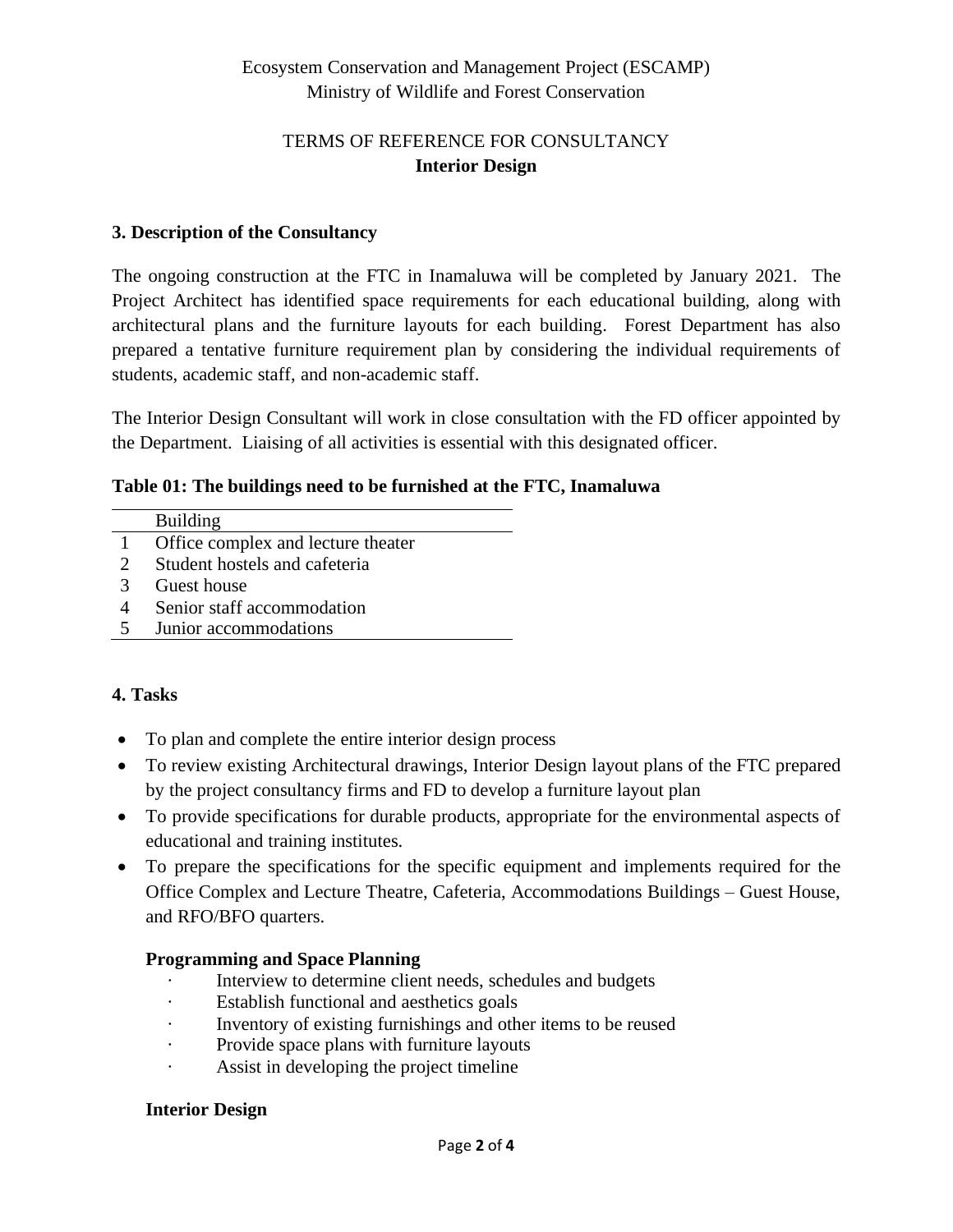Ecosystem Conservation and Management Project (ESCAMP)
Ministry of Wildlife and Forest Conservation

TERMS OF REFERENCE FOR CONSULTANCY
**Interior Design**

### 3. Description of the Consultancy

The ongoing construction at the FTC in Inamaluwa will be completed by January 2021. The Project Architect has identified space requirements for each educational building, along with architectural plans and the furniture layouts for each building. Forest Department has also prepared a tentative furniture requirement plan by considering the individual requirements of students, academic staff, and non-academic staff.

The Interior Design Consultant will work in close consultation with the FD officer appointed by the Department. Liaising of all activities is essential with this designated officer.

**Table 01: The buildings need to be furnished at the FTC, Inamaluwa**

| | Building |
|---|---|
| 1 | Office complex and lecture theater |
| 2 | Student hostels and cafeteria |
| 3 | Guest house |
| 4 | Senior staff accommodation |
| 5 | Junior accommodations |

### 4. Tasks

- To plan and complete the entire interior design process
- To review existing Architectural drawings, Interior Design layout plans of the FTC prepared by the project consultancy firms and FD to develop a furniture layout plan
- To provide specifications for durable products, appropriate for the environmental aspects of educational and training institutes.
- To prepare the specifications for the specific equipment and implements required for the Office Complex and Lecture Theatre, Cafeteria, Accommodations Buildings – Guest House, and RFO/BFO quarters.

**Programming and Space Planning**

- Interview to determine client needs, schedules and budgets
- Establish functional and aesthetics goals
- Inventory of existing furnishings and other items to be reused
- Provide space plans with furniture layouts
- Assist in developing the project timeline

**Interior Design**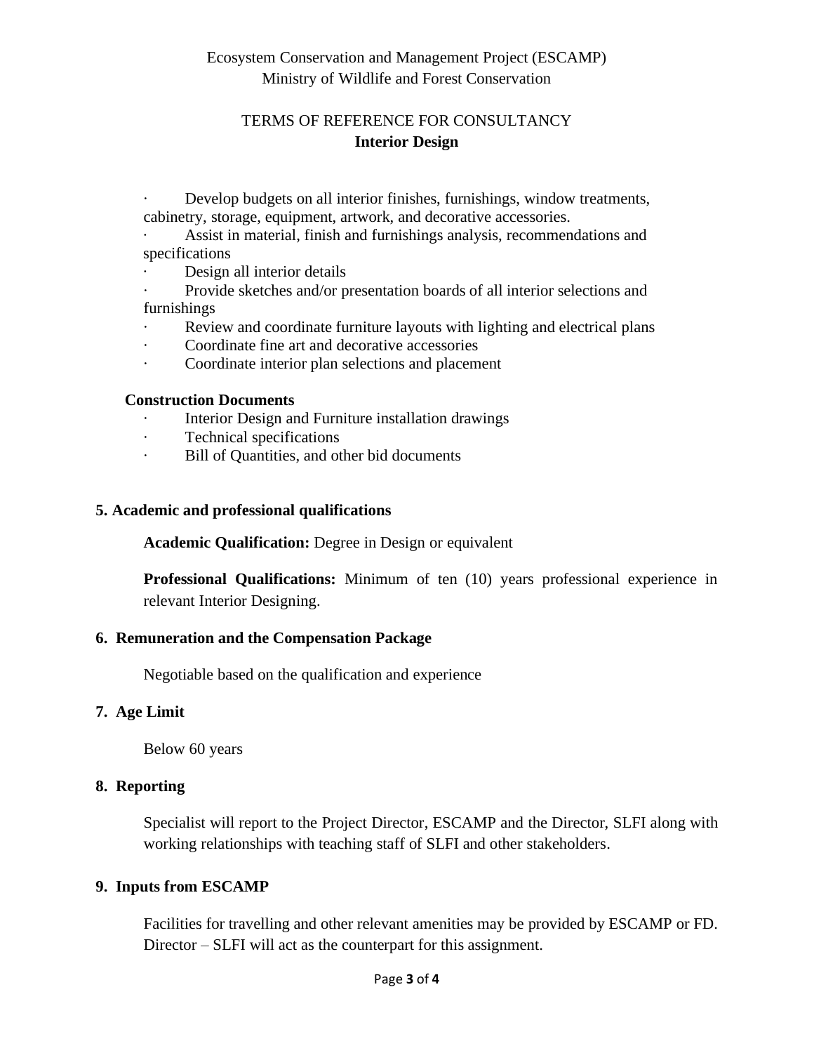- Develop budgets on all interior finishes, furnishings, window treatments, cabinetry, storage, equipment, artwork, and decorative accessories.
- Assist in material, finish and furnishings analysis, recommendations and specifications
- Design all interior details
- Provide sketches and/or presentation boards of all interior selections and furnishings
- Review and coordinate furniture layouts with lighting and electrical plans
- Coordinate fine art and decorative accessories
- Coordinate interior plan selections and placement

**Construction Documents**

- Interior Design and Furniture installation drawings
- Technical specifications
- Bill of Quantities, and other bid documents

## 5. Academic and professional qualifications

**Academic Qualification:** Degree in Design or equivalent

**Professional Qualifications:** Minimum of ten (10) years professional experience in relevant Interior Designing.

## 6. Remuneration and the Compensation Package

Negotiable based on the qualification and experience

## 7. Age Limit

Below 60 years

## 8. Reporting

Specialist will report to the Project Director, ESCAMP and the Director, SLFI along with working relationships with teaching staff of SLFI and other stakeholders.

## 9. Inputs from ESCAMP

Facilities for travelling and other relevant amenities may be provided by ESCAMP or FD. Director – SLFI will act as the counterpart for this assignment.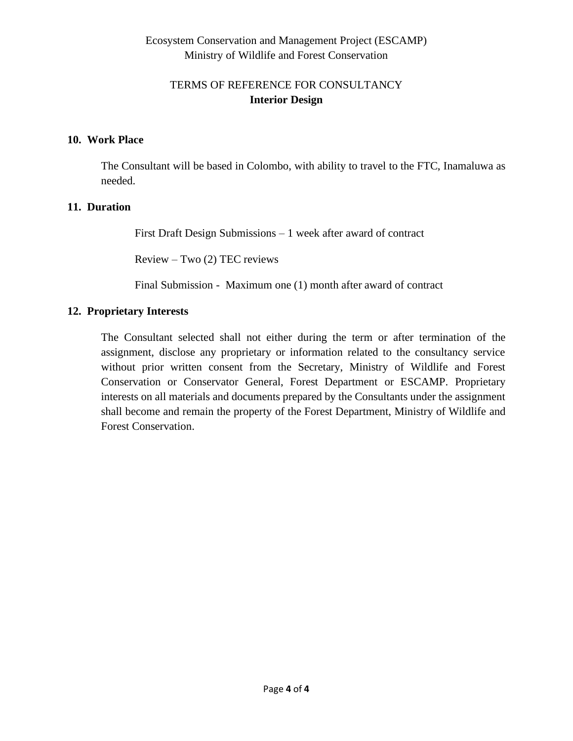## 10. Work Place

The Consultant will be based in Colombo, with ability to travel to the FTC, Inamaluwa as needed.

## 11. Duration

First Draft Design Submissions – 1 week after award of contract

Review – Two (2) TEC reviews

Final Submission - Maximum one (1) month after award of contract

## 12. Proprietary Interests

The Consultant selected shall not either during the term or after termination of the assignment, disclose any proprietary or information related to the consultancy service without prior written consent from the Secretary, Ministry of Wildlife and Forest Conservation or Conservator General, Forest Department or ESCAMP. Proprietary interests on all materials and documents prepared by the Consultants under the assignment shall become and remain the property of the Forest Department, Ministry of Wildlife and Forest Conservation.